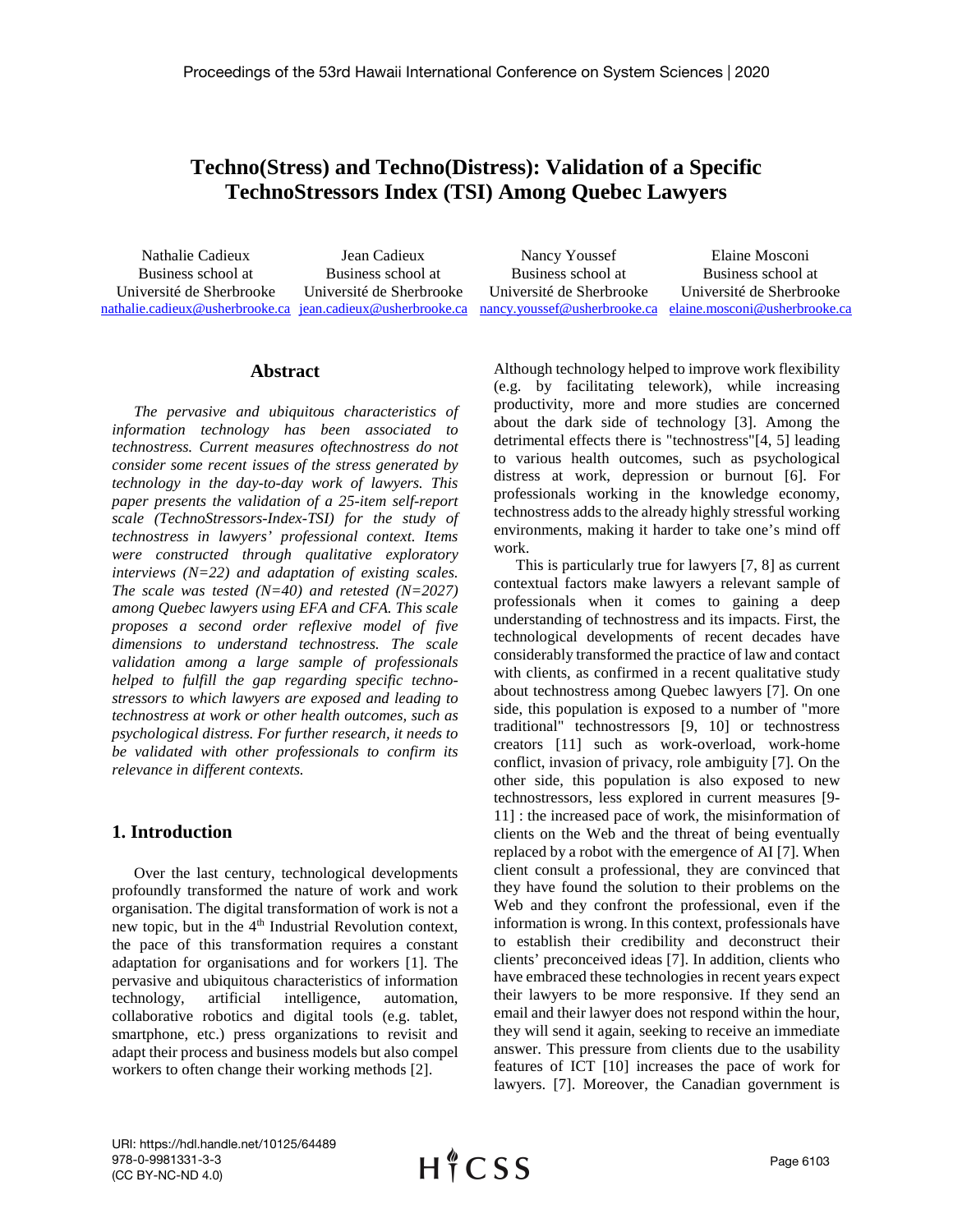# Techno(Stress) and Techno(Distress): Validation of a Specific TechnoStressors Index (TSI) Among Quebec Lawyers

| Nathalie Cadieux | Jean Cadieux | Nancy Youssef | Elaine Mosconi |
|---|---|---|---|
| Business school at Université de Sherbrooke | Business school at Université de Sherbrooke | Business school at Université de Sherbrooke | Business school at Université de Sherbrooke |
| nathalie.cadieux@usherbrooke.ca | jean.cadieux@usherbrooke.ca | nancy.youssef@usherbrooke.ca | elaine.mosconi@usherbrooke.ca |

## Abstract

*The pervasive and ubiquitous characteristics of information technology has been associated to technostress. Current measures oftechnostress do not consider some recent issues of the stress generated by technology in the day-to-day work of lawyers. This paper presents the validation of a 25-item self-report scale (TechnoStressors-Index-TSI) for the study of technostress in lawyers' professional context. Items were constructed through qualitative exploratory interviews (N=22) and adaptation of existing scales. The scale was tested (N=40) and retested (N=2027) among Quebec lawyers using EFA and CFA. This scale proposes a second order reflexive model of five dimensions to understand technostress. The scale validation among a large sample of professionals helped to fulfill the gap regarding specific techno-stressors to which lawyers are exposed and leading to technostress at work or other health outcomes, such as psychological distress. For further research, it needs to be validated with other professionals to confirm its relevance in different contexts.*

## 1. Introduction

Over the last century, technological developments profoundly transformed the nature of work and work organisation. The digital transformation of work is not a new topic, but in the 4th Industrial Revolution context, the pace of this transformation requires a constant adaptation for organisations and for workers [1]. The pervasive and ubiquitous characteristics of information technology, artificial intelligence, automation, collaborative robotics and digital tools (e.g. tablet, smartphone, etc.) press organizations to revisit and adapt their process and business models but also compel workers to often change their working methods [2].

Although technology helped to improve work flexibility (e.g. by facilitating telework), while increasing productivity, more and more studies are concerned about the dark side of technology [3]. Among the detrimental effects there is "technostress"[4, 5] leading to various health outcomes, such as psychological distress at work, depression or burnout [6]. For professionals working in the knowledge economy, technostress adds to the already highly stressful working environments, making it harder to take one's mind off work.

This is particularly true for lawyers [7, 8] as current contextual factors make lawyers a relevant sample of professionals when it comes to gaining a deep understanding of technostress and its impacts. First, the technological developments of recent decades have considerably transformed the practice of law and contact with clients, as confirmed in a recent qualitative study about technostress among Quebec lawyers [7]. On one side, this population is exposed to a number of "more traditional" technostressors [9, 10] or technostress creators [11] such as work-overload, work-home conflict, invasion of privacy, role ambiguity [7]. On the other side, this population is also exposed to new technostressors, less explored in current measures [9-11] : the increased pace of work, the misinformation of clients on the Web and the threat of being eventually replaced by a robot with the emergence of AI [7]. When client consult a professional, they are convinced that they have found the solution to their problems on the Web and they confront the professional, even if the information is wrong. In this context, professionals have to establish their credibility and deconstruct their clients' preconceived ideas [7]. In addition, clients who have embraced these technologies in recent years expect their lawyers to be more responsive. If they send an email and their lawyer does not respond within the hour, they will send it again, seeking to receive an immediate answer. This pressure from clients due to the usability features of ICT [10] increases the pace of work for lawyers. [7]. Moreover, the Canadian government is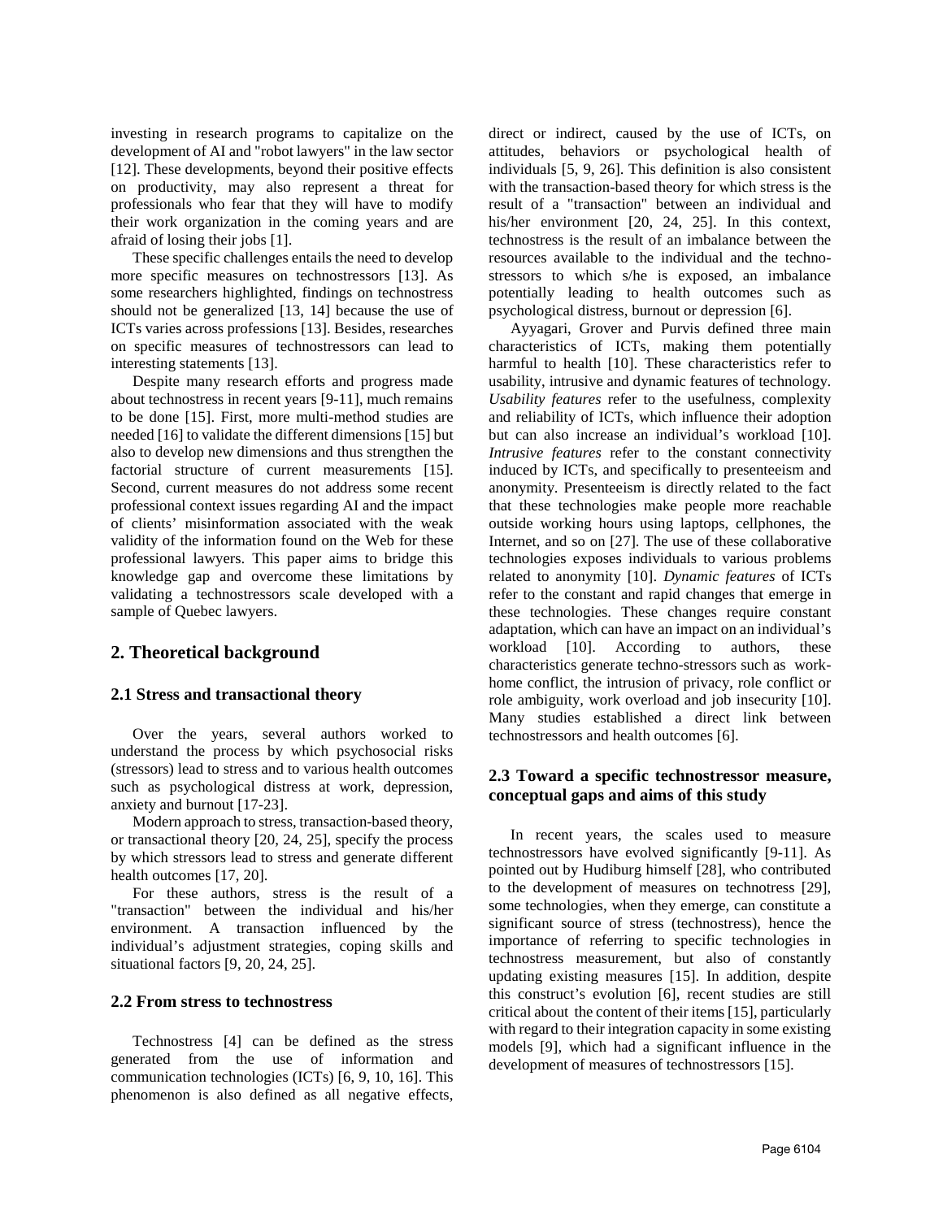investing in research programs to capitalize on the development of AI and "robot lawyers" in the law sector [12]. These developments, beyond their positive effects on productivity, may also represent a threat for professionals who fear that they will have to modify their work organization in the coming years and are afraid of losing their jobs [1].

These specific challenges entails the need to develop more specific measures on technostressors [13]. As some researchers highlighted, findings on technostress should not be generalized [13, 14] because the use of ICTs varies across professions [13]. Besides, researches on specific measures of technostressors can lead to interesting statements [13].

Despite many research efforts and progress made about technostress in recent years [9-11], much remains to be done [15]. First, more multi-method studies are needed [16] to validate the different dimensions [15] but also to develop new dimensions and thus strengthen the factorial structure of current measurements [15]. Second, current measures do not address some recent professional context issues regarding AI and the impact of clients' misinformation associated with the weak validity of the information found on the Web for these professional lawyers. This paper aims to bridge this knowledge gap and overcome these limitations by validating a technostressors scale developed with a sample of Quebec lawyers.

## 2. Theoretical background

### 2.1 Stress and transactional theory

Over the years, several authors worked to understand the process by which psychosocial risks (stressors) lead to stress and to various health outcomes such as psychological distress at work, depression, anxiety and burnout [17-23].

Modern approach to stress, transaction-based theory, or transactional theory [20, 24, 25], specify the process by which stressors lead to stress and generate different health outcomes [17, 20].

For these authors, stress is the result of a "transaction" between the individual and his/her environment. A transaction influenced by the individual's adjustment strategies, coping skills and situational factors [9, 20, 24, 25].

### 2.2 From stress to technostress

Technostress [4] can be defined as the stress generated from the use of information and communication technologies (ICTs) [6, 9, 10, 16]. This phenomenon is also defined as all negative effects, direct or indirect, caused by the use of ICTs, on attitudes, behaviors or psychological health of individuals [5, 9, 26]. This definition is also consistent with the transaction-based theory for which stress is the result of a "transaction" between an individual and his/her environment [20, 24, 25]. In this context, technostress is the result of an imbalance between the resources available to the individual and the techno-stressors to which s/he is exposed, an imbalance potentially leading to health outcomes such as psychological distress, burnout or depression [6].

Ayyagari, Grover and Purvis defined three main characteristics of ICTs, making them potentially harmful to health [10]. These characteristics refer to usability, intrusive and dynamic features of technology. *Usability features* refer to the usefulness, complexity and reliability of ICTs, which influence their adoption but can also increase an individual's workload [10]. *Intrusive features* refer to the constant connectivity induced by ICTs, and specifically to presenteeism and anonymity. Presenteeism is directly related to the fact that these technologies make people more reachable outside working hours using laptops, cellphones, the Internet, and so on [27]. The use of these collaborative technologies exposes individuals to various problems related to anonymity [10]. *Dynamic features* of ICTs refer to the constant and rapid changes that emerge in these technologies. These changes require constant adaptation, which can have an impact on an individual's workload [10]. According to authors, these characteristics generate techno-stressors such as work-home conflict, the intrusion of privacy, role conflict or role ambiguity, work overload and job insecurity [10]. Many studies established a direct link between technostressors and health outcomes [6].

### 2.3 Toward a specific technostressor measure, conceptual gaps and aims of this study

In recent years, the scales used to measure technostressors have evolved significantly [9-11]. As pointed out by Hudiburg himself [28], who contributed to the development of measures on technotress [29], some technologies, when they emerge, can constitute a significant source of stress (technostress), hence the importance of referring to specific technologies in technostress measurement, but also of constantly updating existing measures [15]. In addition, despite this construct's evolution [6], recent studies are still critical about the content of their items [15], particularly with regard to their integration capacity in some existing models [9], which had a significant influence in the development of measures of technostressors [15].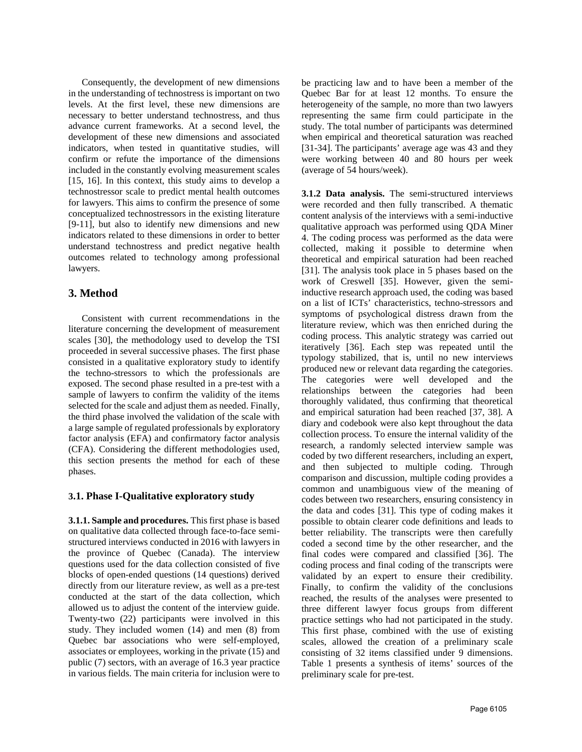Consequently, the development of new dimensions in the understanding of technostress is important on two levels. At the first level, these new dimensions are necessary to better understand technostress, and thus advance current frameworks. At a second level, the development of these new dimensions and associated indicators, when tested in quantitative studies, will confirm or refute the importance of the dimensions included in the constantly evolving measurement scales [15, 16]. In this context, this study aims to develop a technostressor scale to predict mental health outcomes for lawyers. This aims to confirm the presence of some conceptualized technostressors in the existing literature [9-11], but also to identify new dimensions and new indicators related to these dimensions in order to better understand technostress and predict negative health outcomes related to technology among professional lawyers.

## 3. Method

Consistent with current recommendations in the literature concerning the development of measurement scales [30], the methodology used to develop the TSI proceeded in several successive phases. The first phase consisted in a qualitative exploratory study to identify the techno-stressors to which the professionals are exposed. The second phase resulted in a pre-test with a sample of lawyers to confirm the validity of the items selected for the scale and adjust them as needed. Finally, the third phase involved the validation of the scale with a large sample of regulated professionals by exploratory factor analysis (EFA) and confirmatory factor analysis (CFA). Considering the different methodologies used, this section presents the method for each of these phases.

### 3.1. Phase I-Qualitative exploratory study

**3.1.1. Sample and procedures.** This first phase is based on qualitative data collected through face-to-face semi-structured interviews conducted in 2016 with lawyers in the province of Quebec (Canada). The interview questions used for the data collection consisted of five blocks of open-ended questions (14 questions) derived directly from our literature review, as well as a pre-test conducted at the start of the data collection, which allowed us to adjust the content of the interview guide. Twenty-two (22) participants were involved in this study. They included women (14) and men (8) from Quebec bar associations who were self-employed, associates or employees, working in the private (15) and public (7) sectors, with an average of 16.3 year practice in various fields. The main criteria for inclusion were to be practicing law and to have been a member of the Quebec Bar for at least 12 months. To ensure the heterogeneity of the sample, no more than two lawyers representing the same firm could participate in the study. The total number of participants was determined when empirical and theoretical saturation was reached [31-34]. The participants' average age was 43 and they were working between 40 and 80 hours per week (average of 54 hours/week).

**3.1.2 Data analysis.** The semi-structured interviews were recorded and then fully transcribed. A thematic content analysis of the interviews with a semi-inductive qualitative approach was performed using QDA Miner 4. The coding process was performed as the data were collected, making it possible to determine when theoretical and empirical saturation had been reached [31]. The analysis took place in 5 phases based on the work of Creswell [35]. However, given the semi-inductive research approach used, the coding was based on a list of ICTs' characteristics, techno-stressors and symptoms of psychological distress drawn from the literature review, which was then enriched during the coding process. This analytic strategy was carried out iteratively [36]. Each step was repeated until the typology stabilized, that is, until no new interviews produced new or relevant data regarding the categories. The categories were well developed and the relationships between the categories had been thoroughly validated, thus confirming that theoretical and empirical saturation had been reached [37, 38]. A diary and codebook were also kept throughout the data collection process. To ensure the internal validity of the research, a randomly selected interview sample was coded by two different researchers, including an expert, and then subjected to multiple coding. Through comparison and discussion, multiple coding provides a common and unambiguous view of the meaning of codes between two researchers, ensuring consistency in the data and codes [31]. This type of coding makes it possible to obtain clearer code definitions and leads to better reliability. The transcripts were then carefully coded a second time by the other researcher, and the final codes were compared and classified [36]. The coding process and final coding of the transcripts were validated by an expert to ensure their credibility. Finally, to confirm the validity of the conclusions reached, the results of the analyses were presented to three different lawyer focus groups from different practice settings who had not participated in the study. This first phase, combined with the use of existing scales, allowed the creation of a preliminary scale consisting of 32 items classified under 9 dimensions. Table 1 presents a synthesis of items' sources of the preliminary scale for pre-test.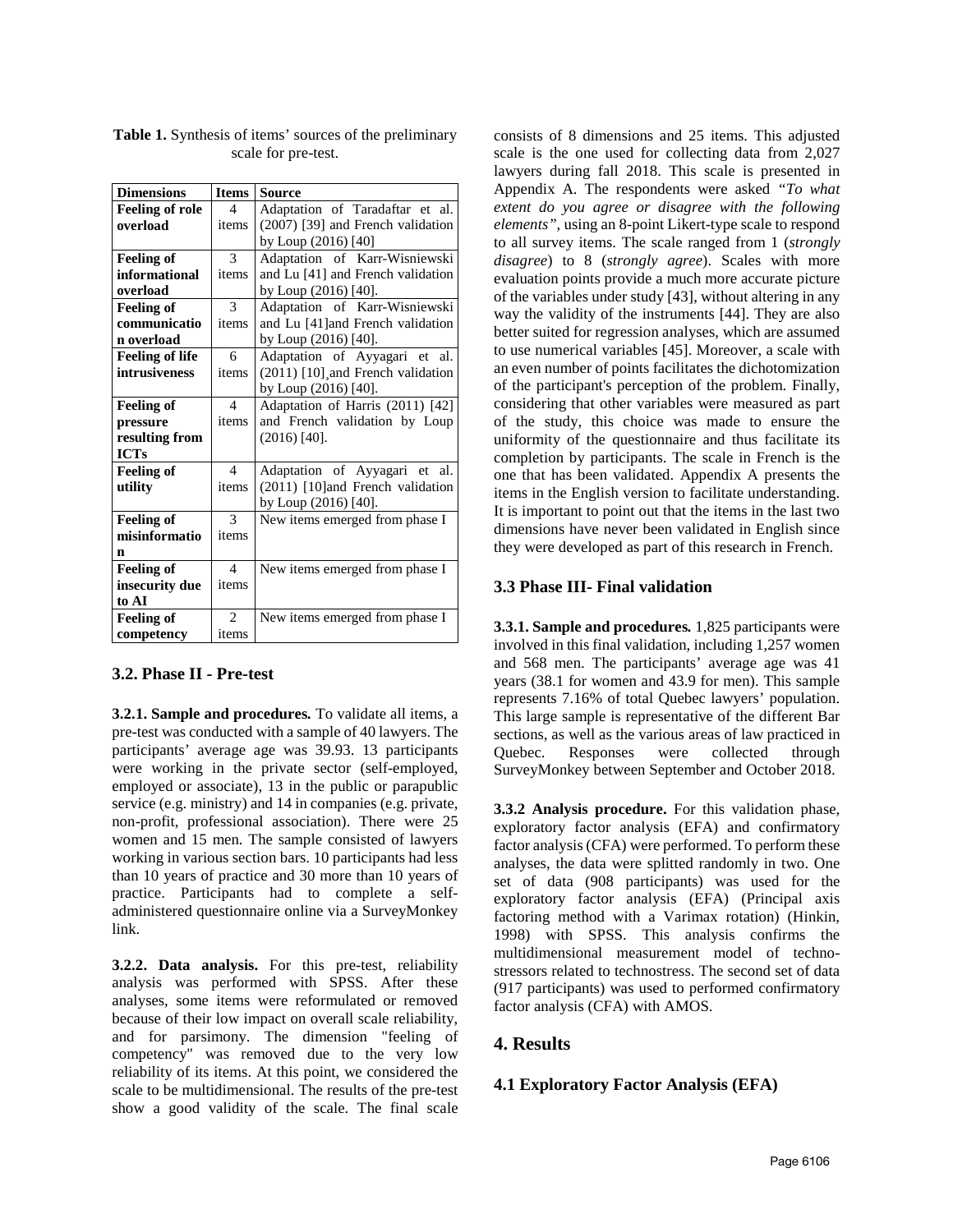**Table 1.** Synthesis of items' sources of the preliminary scale for pre-test.

| Dimensions | Items | Source |
|---|---|---|
| **Feeling of role overload** | 4 items | Adaptation of Taradaftar et al. (2007) [39] and French validation by Loup (2016) [40] |
| **Feeling of informational overload** | 3 items | Adaptation of Karr-Wisniewski and Lu [41] and French validation by Loup (2016) [40]. |
| **Feeling of communication overload** | 3 items | Adaptation of Karr-Wisniewski and Lu [41]and French validation by Loup (2016) [40]. |
| **Feeling of life intrusiveness** | 6 items | Adaptation of Ayyagari et al. (2011) [10], and French validation by Loup (2016) [40]. |
| **Feeling of pressure resulting from ICTs** | 4 items | Adaptation of Harris (2011) [42] and French validation by Loup (2016) [40]. |
| **Feeling of utility** | 4 items | Adaptation of Ayyagari et al. (2011) [10]and French validation by Loup (2016) [40]. |
| **Feeling of misinformation** | 3 items | New items emerged from phase I |
| **Feeling of insecurity due to AI** | 4 items | New items emerged from phase I |
| **Feeling of competency** | 2 items | New items emerged from phase I |

## 3.2. Phase II - Pre-test

**3.2.1. Sample and procedures.** To validate all items, a pre-test was conducted with a sample of 40 lawyers. The participants' average age was 39.93. 13 participants were working in the private sector (self-employed, employed or associate), 13 in the public or parapublic service (e.g. ministry) and 14 in companies (e.g. private, non-profit, professional association). There were 25 women and 15 men. The sample consisted of lawyers working in various section bars. 10 participants had less than 10 years of practice and 30 more than 10 years of practice. Participants had to complete a self-administered questionnaire online via a SurveyMonkey link.

**3.2.2. Data analysis.** For this pre-test, reliability analysis was performed with SPSS. After these analyses, some items were reformulated or removed because of their low impact on overall scale reliability, and for parsimony. The dimension "feeling of competency" was removed due to the very low reliability of its items. At this point, we considered the scale to be multidimensional. The results of the pre-test show a good validity of the scale. The final scale consists of 8 dimensions and 25 items. This adjusted scale is the one used for collecting data from 2,027 lawyers during fall 2018. This scale is presented in Appendix A. The respondents were asked *"To what extent do you agree or disagree with the following elements"*, using an 8-point Likert-type scale to respond to all survey items. The scale ranged from 1 (*strongly disagree*) to 8 (*strongly agree*). Scales with more evaluation points provide a much more accurate picture of the variables under study [43], without altering in any way the validity of the instruments [44]. They are also better suited for regression analyses, which are assumed to use numerical variables [45]. Moreover, a scale with an even number of points facilitates the dichotomization of the participant's perception of the problem. Finally, considering that other variables were measured as part of the study, this choice was made to ensure the uniformity of the questionnaire and thus facilitate its completion by participants. The scale in French is the one that has been validated. Appendix A presents the items in the English version to facilitate understanding. It is important to point out that the items in the last two dimensions have never been validated in English since they were developed as part of this research in French.

## 3.3 Phase III- Final validation

**3.3.1. Sample and procedures.** 1,825 participants were involved in this final validation, including 1,257 women and 568 men. The participants' average age was 41 years (38.1 for women and 43.9 for men). This sample represents 7.16% of total Quebec lawyers' population. This large sample is representative of the different Bar sections, as well as the various areas of law practiced in Quebec. Responses were collected through SurveyMonkey between September and October 2018.

**3.3.2 Analysis procedure.** For this validation phase, exploratory factor analysis (EFA) and confirmatory factor analysis (CFA) were performed. To perform these analyses, the data were splitted randomly in two. One set of data (908 participants) was used for the exploratory factor analysis (EFA) (Principal axis factoring method with a Varimax rotation) (Hinkin, 1998) with SPSS. This analysis confirms the multidimensional measurement model of techno-stressors related to technostress. The second set of data (917 participants) was used to performed confirmatory factor analysis (CFA) with AMOS.

# 4. Results

## 4.1 Exploratory Factor Analysis (EFA)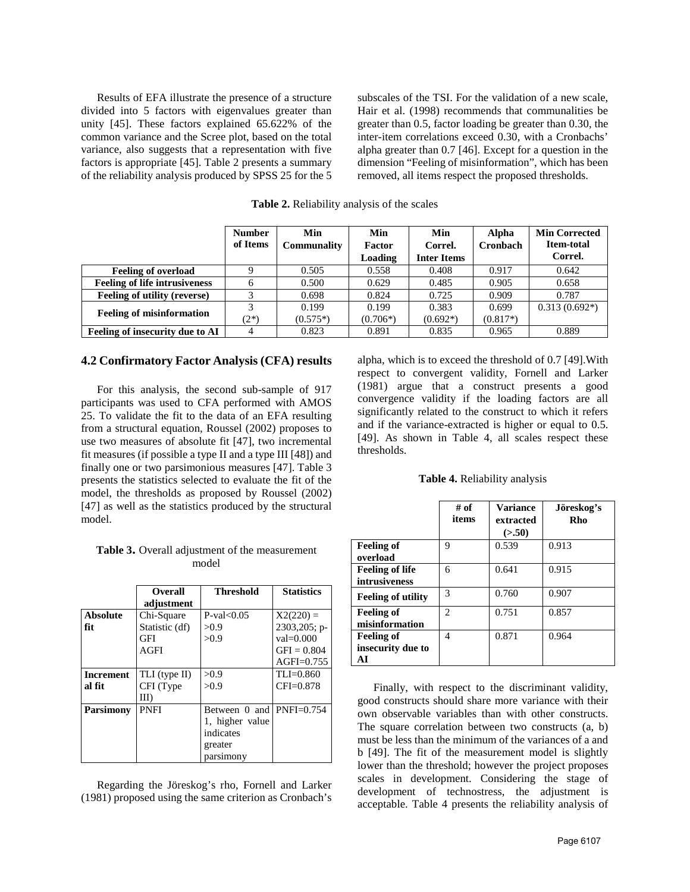Results of EFA illustrate the presence of a structure divided into 5 factors with eigenvalues greater than unity [45]. These factors explained 65.622% of the common variance and the Scree plot, based on the total variance, also suggests that a representation with five factors is appropriate [45]. Table 2 presents a summary of the reliability analysis produced by SPSS 25 for the 5 subscales of the TSI. For the validation of a new scale, Hair et al. (1998) recommends that communalities be greater than 0.5, factor loading be greater than 0.30, the inter-item correlations exceed 0.30, with a Cronbachs' alpha greater than 0.7 [46]. Except for a question in the dimension "Feeling of misinformation", which has been removed, all items respect the proposed thresholds.

**Table 2.** Reliability analysis of the scales

| | Number of Items | Min Communality | Min Factor Loading | Min Correl. Inter Items | Alpha Cronbach | Min Corrected Item-total Correl. |
|---|---|---|---|---|---|---|
| **Feeling of overload** | 9 | 0.505 | 0.558 | 0.408 | 0.917 | 0.642 |
| **Feeling of life intrusiveness** | 6 | 0.500 | 0.629 | 0.485 | 0.905 | 0.658 |
| **Feeling of utility (reverse)** | 3 | 0.698 | 0.824 | 0.725 | 0.909 | 0.787 |
| **Feeling of misinformation** | 3 (2*) | 0.199 (0.575*) | 0.199 (0.706*) | 0.383 (0.692*) | 0.699 (0.817*) | 0.313 (0.692*) |
| **Feeling of insecurity due to AI** | 4 | 0.823 | 0.891 | 0.835 | 0.965 | 0.889 |

## 4.2 Confirmatory Factor Analysis (CFA) results

For this analysis, the second sub-sample of 917 participants was used to CFA performed with AMOS 25. To validate the fit to the data of an EFA resulting from a structural equation, Roussel (2002) proposes to use two measures of absolute fit [47], two incremental fit measures (if possible a type II and a type III [48]) and finally one or two parsimonious measures [47]. Table 3 presents the statistics selected to evaluate the fit of the model, the thresholds as proposed by Roussel (2002) [47] as well as the statistics produced by the structural model.

**Table 3.** Overall adjustment of the measurement model

| | Overall adjustment | Threshold | Statistics |
|---|---|---|---|
| **Absolute fit** | Chi-Square Statistic (df)<br>GFI<br>AGFI | P-val<0.05<br>>0.9<br>>0.9 | X2(220) = 2303,205; p-val=0.000<br>GFI = 0.804<br>AGFI=0.755 |
| **Incremental fit** | TLI (type II)<br>CFI (Type III) | >0.9<br>>0.9 | TLI=0.860<br>CFI=0.878 |
| **Parsimony** | PNFI | Between 0 and 1, higher value indicates greater parsimony | PNFI=0.754 |

Regarding the Jöreskog's rho, Fornell and Larker (1981) proposed using the same criterion as Cronbach's alpha, which is to exceed the threshold of 0.7 [49].With respect to convergent validity, Fornell and Larker (1981) argue that a construct presents a good convergence validity if the loading factors are all significantly related to the construct to which it refers and if the variance-extracted is higher or equal to 0.5. [49]. As shown in Table 4, all scales respect these thresholds.

**Table 4.** Reliability analysis

| | # of items | Variance extracted (>.50) | Jöreskog's Rho |
|---|---|---|---|
| **Feeling of overload** | 9 | 0.539 | 0.913 |
| **Feeling of life intrusiveness** | 6 | 0.641 | 0.915 |
| **Feeling of utility** | 3 | 0.760 | 0.907 |
| **Feeling of misinformation** | 2 | 0.751 | 0.857 |
| **Feeling of insecurity due to AI** | 4 | 0.871 | 0.964 |

Finally, with respect to the discriminant validity, good constructs should share more variance with their own observable variables than with other constructs. The square correlation between two constructs (a, b) must be less than the minimum of the variances of a and b [49]. The fit of the measurement model is slightly lower than the threshold; however the project proposes scales in development. Considering the stage of development of technostress, the adjustment is acceptable. Table 4 presents the reliability analysis of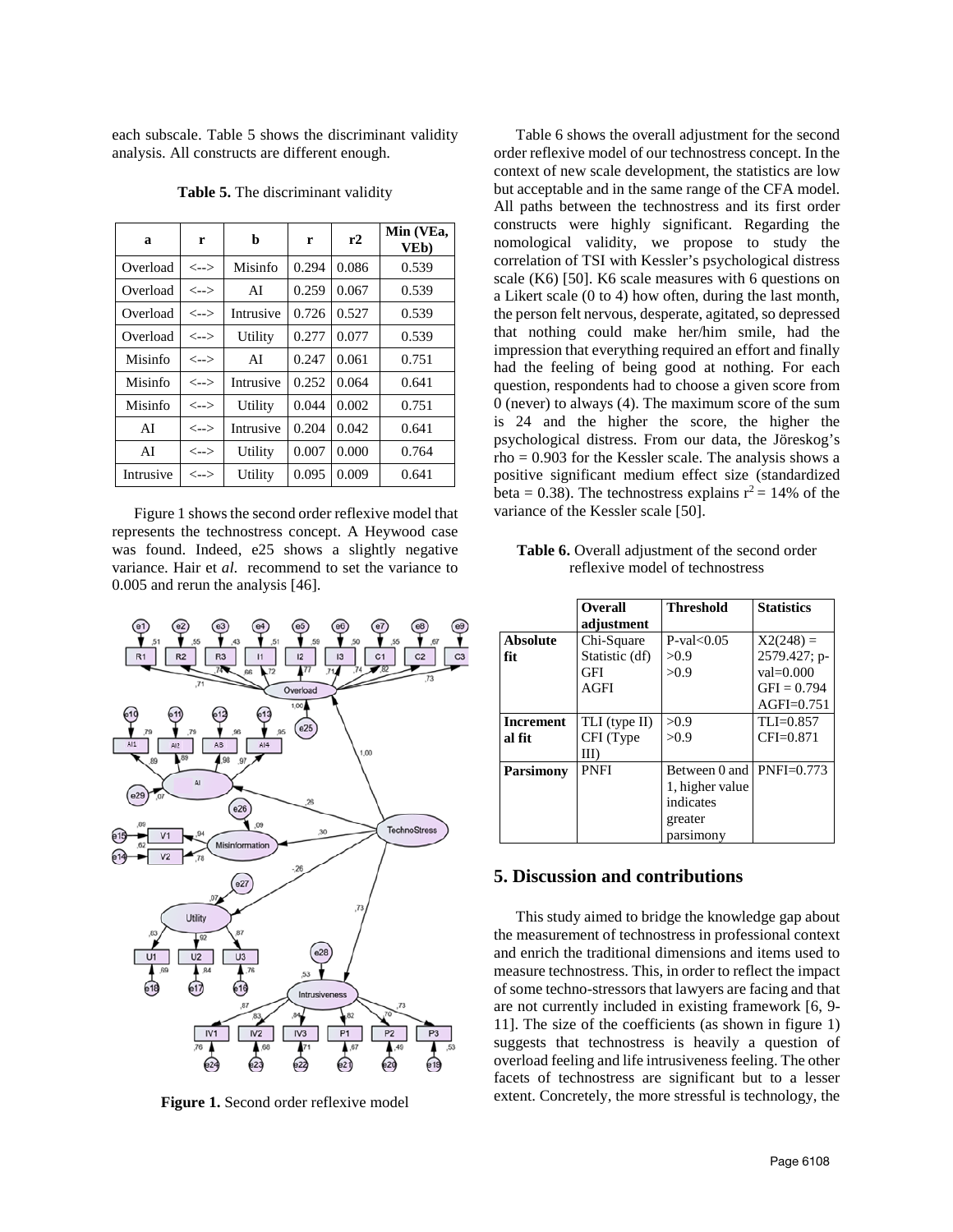each subscale. Table 5 shows the discriminant validity analysis. All constructs are different enough.

**Table 5.** The discriminant validity

| a | r | b | r | r2 | Min (VEa, VEb) |
|---|---|---|---|---|---|
| Overload | <--> | Misinfo | 0.294 | 0.086 | 0.539 |
| Overload | <--> | AI | 0.259 | 0.067 | 0.539 |
| Overload | <--> | Intrusive | 0.726 | 0.527 | 0.539 |
| Overload | <--> | Utility | 0.277 | 0.077 | 0.539 |
| Misinfo | <--> | AI | 0.247 | 0.061 | 0.751 |
| Misinfo | <--> | Intrusive | 0.252 | 0.064 | 0.641 |
| Misinfo | <--> | Utility | 0.044 | 0.002 | 0.751 |
| AI | <--> | Intrusive | 0.204 | 0.042 | 0.641 |
| AI | <--> | Utility | 0.007 | 0.000 | 0.764 |
| Intrusive | <--> | Utility | 0.095 | 0.009 | 0.641 |

Figure 1 shows the second order reflexive model that represents the technostress concept. A Heywood case was found. Indeed, e25 shows a slightly negative variance. Hair et *al.* recommend to set the variance to 0.005 and rerun the analysis [46].

**Figure 1.** Second order reflexive model

Table 6 shows the overall adjustment for the second order reflexive model of our technostress concept. In the context of new scale development, the statistics are low but acceptable and in the same range of the CFA model. All paths between the technostress and its first order constructs were highly significant. Regarding the nomological validity, we propose to study the correlation of TSI with Kessler's psychological distress scale (K6) [50]. K6 scale measures with 6 questions on a Likert scale (0 to 4) how often, during the last month, the person felt nervous, desperate, agitated, so depressed that nothing could make her/him smile, had the impression that everything required an effort and finally had the feeling of being good at nothing. For each question, respondents had to choose a given score from 0 (never) to always (4). The maximum score of the sum is 24 and the higher the score, the higher the psychological distress. From our data, the Jöreskog's rho = 0.903 for the Kessler scale. The analysis shows a positive significant medium effect size (standardized beta = 0.38). The technostress explains $r^2 = 14\%$ of the variance of the Kessler scale [50].

**Table 6.** Overall adjustment of the second order reflexive model of technostress

| | Overall adjustment | Threshold | Statistics |
|---|---|---|---|
| **Absolute fit** | Chi-Square Statistic (df)<br>GFI<br>AGFI | P-val<0.05<br>>0.9<br>>0.9 | X2(248) = 2579.427; p-val=0.000<br>GFI = 0.794<br>AGFI=0.751 |
| **Incremental fit** | TLI (type II)<br>CFI (Type III) | >0.9<br>>0.9 | TLI=0.857<br>CFI=0.871 |
| **Parsimony** | PNFI | Between 0 and 1, higher value indicates greater parsimony | PNFI=0.773 |

## 5. Discussion and contributions

This study aimed to bridge the knowledge gap about the measurement of technostress in professional context and enrich the traditional dimensions and items used to measure technostress. This, in order to reflect the impact of some techno-stressors that lawyers are facing and that are not currently included in existing framework [6, 9-11]. The size of the coefficients (as shown in figure 1) suggests that technostress is heavily a question of overload feeling and life intrusiveness feeling. The other facets of technostress are significant but to a lesser extent. Concretely, the more stressful is technology, the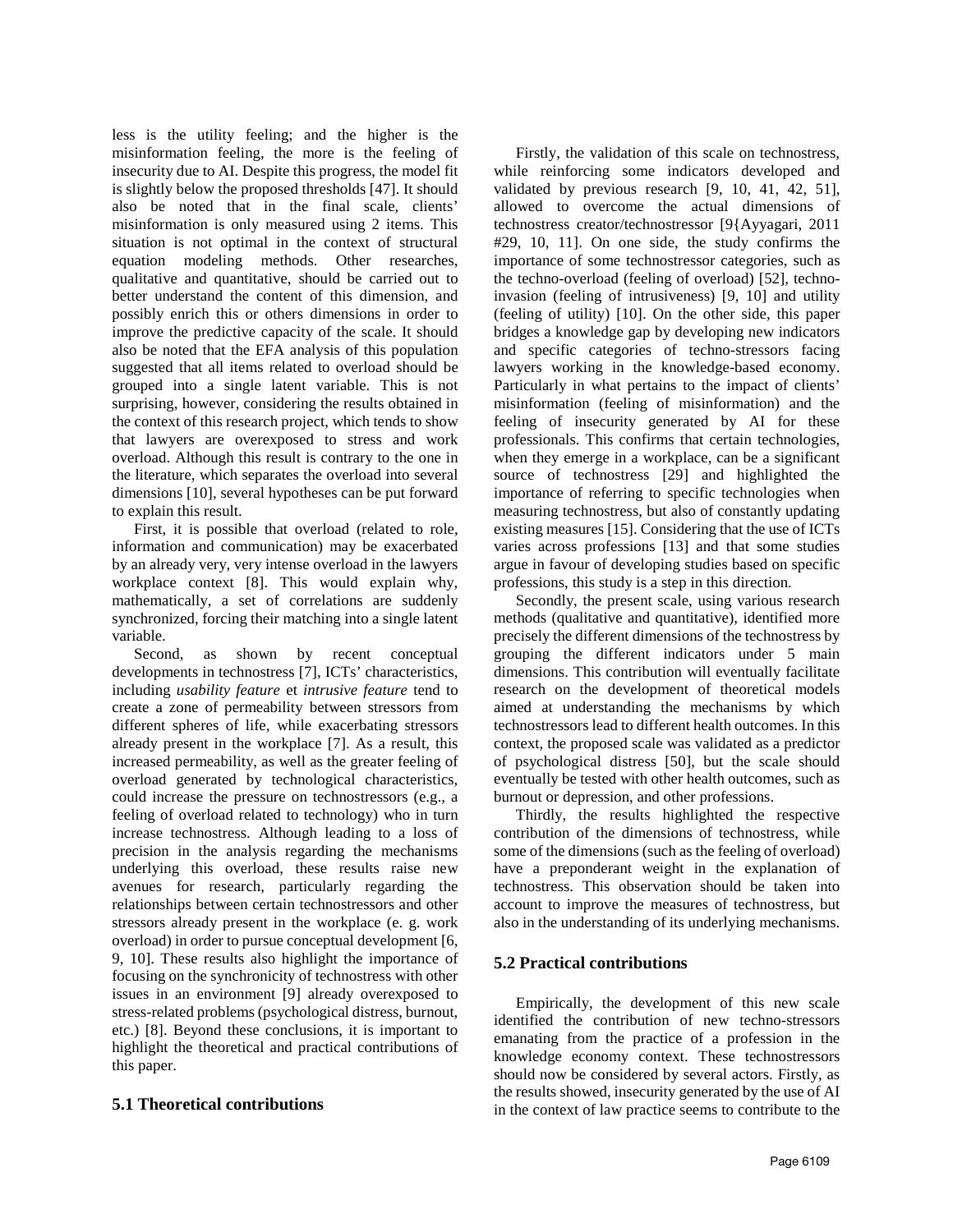less is the utility feeling; and the higher is the misinformation feeling, the more is the feeling of insecurity due to AI. Despite this progress, the model fit is slightly below the proposed thresholds [47]. It should also be noted that in the final scale, clients' misinformation is only measured using 2 items. This situation is not optimal in the context of structural equation modeling methods. Other researches, qualitative and quantitative, should be carried out to better understand the content of this dimension, and possibly enrich this or others dimensions in order to improve the predictive capacity of the scale. It should also be noted that the EFA analysis of this population suggested that all items related to overload should be grouped into a single latent variable. This is not surprising, however, considering the results obtained in the context of this research project, which tends to show that lawyers are overexposed to stress and work overload. Although this result is contrary to the one in the literature, which separates the overload into several dimensions [10], several hypotheses can be put forward to explain this result.

First, it is possible that overload (related to role, information and communication) may be exacerbated by an already very, very intense overload in the lawyers workplace context [8]. This would explain why, mathematically, a set of correlations are suddenly synchronized, forcing their matching into a single latent variable.

Second, as shown by recent conceptual developments in technostress [7], ICTs' characteristics, including *usability feature* et *intrusive feature* tend to create a zone of permeability between stressors from different spheres of life, while exacerbating stressors already present in the workplace [7]. As a result, this increased permeability, as well as the greater feeling of overload generated by technological characteristics, could increase the pressure on technostressors (e.g., a feeling of overload related to technology) who in turn increase technostress. Although leading to a loss of precision in the analysis regarding the mechanisms underlying this overload, these results raise new avenues for research, particularly regarding the relationships between certain technostressors and other stressors already present in the workplace (e. g. work overload) in order to pursue conceptual development [6, 9, 10]. These results also highlight the importance of focusing on the synchronicity of technostress with other issues in an environment [9] already overexposed to stress-related problems (psychological distress, burnout, etc.) [8]. Beyond these conclusions, it is important to highlight the theoretical and practical contributions of this paper.

## 5.1 Theoretical contributions

Firstly, the validation of this scale on technostress, while reinforcing some indicators developed and validated by previous research [9, 10, 41, 42, 51], allowed to overcome the actual dimensions of technostress creator/technostressor [9{Ayyagari, 2011 #29, 10, 11]. On one side, the study confirms the importance of some technostressor categories, such as the techno-overload (feeling of overload) [52], techno-invasion (feeling of intrusiveness) [9, 10] and utility (feeling of utility) [10]. On the other side, this paper bridges a knowledge gap by developing new indicators and specific categories of techno-stressors facing lawyers working in the knowledge-based economy. Particularly in what pertains to the impact of clients' misinformation (feeling of misinformation) and the feeling of insecurity generated by AI for these professionals. This confirms that certain technologies, when they emerge in a workplace, can be a significant source of technostress [29] and highlighted the importance of referring to specific technologies when measuring technostress, but also of constantly updating existing measures [15]. Considering that the use of ICTs varies across professions [13] and that some studies argue in favour of developing studies based on specific professions, this study is a step in this direction.

Secondly, the present scale, using various research methods (qualitative and quantitative), identified more precisely the different dimensions of the technostress by grouping the different indicators under 5 main dimensions. This contribution will eventually facilitate research on the development of theoretical models aimed at understanding the mechanisms by which technostressors lead to different health outcomes. In this context, the proposed scale was validated as a predictor of psychological distress [50], but the scale should eventually be tested with other health outcomes, such as burnout or depression, and other professions.

Thirdly, the results highlighted the respective contribution of the dimensions of technostress, while some of the dimensions (such as the feeling of overload) have a preponderant weight in the explanation of technostress. This observation should be taken into account to improve the measures of technostress, but also in the understanding of its underlying mechanisms.

## 5.2 Practical contributions

Empirically, the development of this new scale identified the contribution of new techno-stressors emanating from the practice of a profession in the knowledge economy context. These technostressors should now be considered by several actors. Firstly, as the results showed, insecurity generated by the use of AI in the context of law practice seems to contribute to the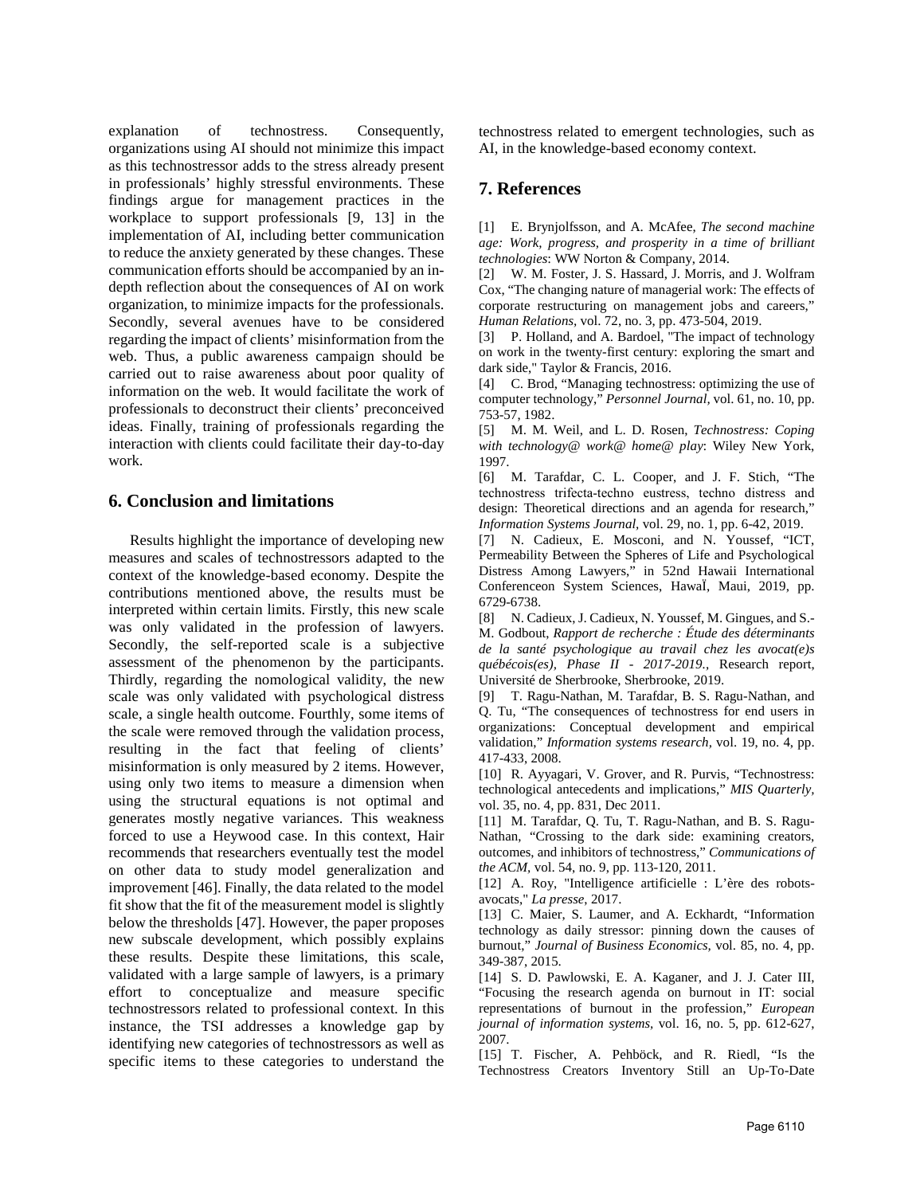explanation of technostress. Consequently, organizations using AI should not minimize this impact as this technostressor adds to the stress already present in professionals' highly stressful environments. These findings argue for management practices in the workplace to support professionals [9, 13] in the implementation of AI, including better communication to reduce the anxiety generated by these changes. These communication efforts should be accompanied by an in-depth reflection about the consequences of AI on work organization, to minimize impacts for the professionals. Secondly, several avenues have to be considered regarding the impact of clients' misinformation from the web. Thus, a public awareness campaign should be carried out to raise awareness about poor quality of information on the web. It would facilitate the work of professionals to deconstruct their clients' preconceived ideas. Finally, training of professionals regarding the interaction with clients could facilitate their day-to-day work.

## 6. Conclusion and limitations

Results highlight the importance of developing new measures and scales of technostressors adapted to the context of the knowledge-based economy. Despite the contributions mentioned above, the results must be interpreted within certain limits. Firstly, this new scale was only validated in the profession of lawyers. Secondly, the self-reported scale is a subjective assessment of the phenomenon by the participants. Thirdly, regarding the nomological validity, the new scale was only validated with psychological distress scale, a single health outcome. Fourthly, some items of the scale were removed through the validation process, resulting in the fact that feeling of clients' misinformation is only measured by 2 items. However, using only two items to measure a dimension when using the structural equations is not optimal and generates mostly negative variances. This weakness forced to use a Heywood case. In this context, Hair recommends that researchers eventually test the model on other data to study model generalization and improvement [46]. Finally, the data related to the model fit show that the fit of the measurement model is slightly below the thresholds [47]. However, the paper proposes new subscale development, which possibly explains these results. Despite these limitations, this scale, validated with a large sample of lawyers, is a primary effort to conceptualize and measure specific technostressors related to professional context. In this instance, the TSI addresses a knowledge gap by identifying new categories of technostressors as well as specific items to these categories to understand the technostress related to emergent technologies, such as AI, in the knowledge-based economy context.

## 7. References

[1] E. Brynjolfsson, and A. McAfee, *The second machine age: Work, progress, and prosperity in a time of brilliant technologies*: WW Norton & Company, 2014.

[2] W. M. Foster, J. S. Hassard, J. Morris, and J. Wolfram Cox, "The changing nature of managerial work: The effects of corporate restructuring on management jobs and careers," *Human Relations*, vol. 72, no. 3, pp. 473-504, 2019.

[3] P. Holland, and A. Bardoel, "The impact of technology on work in the twenty-first century: exploring the smart and dark side," Taylor & Francis, 2016.

[4] C. Brod, "Managing technostress: optimizing the use of computer technology," *Personnel Journal*, vol. 61, no. 10, pp. 753-57, 1982.

[5] M. M. Weil, and L. D. Rosen, *Technostress: Coping with technology@ work@ home@ play*: Wiley New York, 1997.

[6] M. Tarafdar, C. L. Cooper, and J. F. Stich, "The technostress trifecta-techno eustress, techno distress and design: Theoretical directions and an agenda for research," *Information Systems Journal*, vol. 29, no. 1, pp. 6-42, 2019.

[7] N. Cadieux, E. Mosconi, and N. Youssef, "ICT, Permeability Between the Spheres of Life and Psychological Distress Among Lawyers," in 52nd Hawaii International Conferenceon System Sciences, HawaÏ, Maui, 2019, pp. 6729-6738.

[8] N. Cadieux, J. Cadieux, N. Youssef, M. Gingues, and S.-M. Godbout, *Rapport de recherche : Étude des déterminants de la santé psychologique au travail chez les avocat(e)s québécois(es), Phase II - 2017-2019.*, Research report, Université de Sherbrooke, Sherbrooke, 2019.

[9] T. Ragu-Nathan, M. Tarafdar, B. S. Ragu-Nathan, and Q. Tu, "The consequences of technostress for end users in organizations: Conceptual development and empirical validation," *Information systems research*, vol. 19, no. 4, pp. 417-433, 2008.

[10] R. Ayyagari, V. Grover, and R. Purvis, "Technostress: technological antecedents and implications," *MIS Quarterly*, vol. 35, no. 4, pp. 831, Dec 2011.

[11] M. Tarafdar, Q. Tu, T. Ragu-Nathan, and B. S. Ragu-Nathan, "Crossing to the dark side: examining creators, outcomes, and inhibitors of technostress," *Communications of the ACM*, vol. 54, no. 9, pp. 113-120, 2011.

[12] A. Roy, "Intelligence artificielle : L'ère des robots-avocats," *La presse*, 2017.

[13] C. Maier, S. Laumer, and A. Eckhardt, "Information technology as daily stressor: pinning down the causes of burnout," *Journal of Business Economics*, vol. 85, no. 4, pp. 349-387, 2015.

[14] S. D. Pawlowski, E. A. Kaganer, and J. J. Cater III, "Focusing the research agenda on burnout in IT: social representations of burnout in the profession," *European journal of information systems*, vol. 16, no. 5, pp. 612-627, 2007.

[15] T. Fischer, A. Pehböck, and R. Riedl, "Is the Technostress Creators Inventory Still an Up-To-Date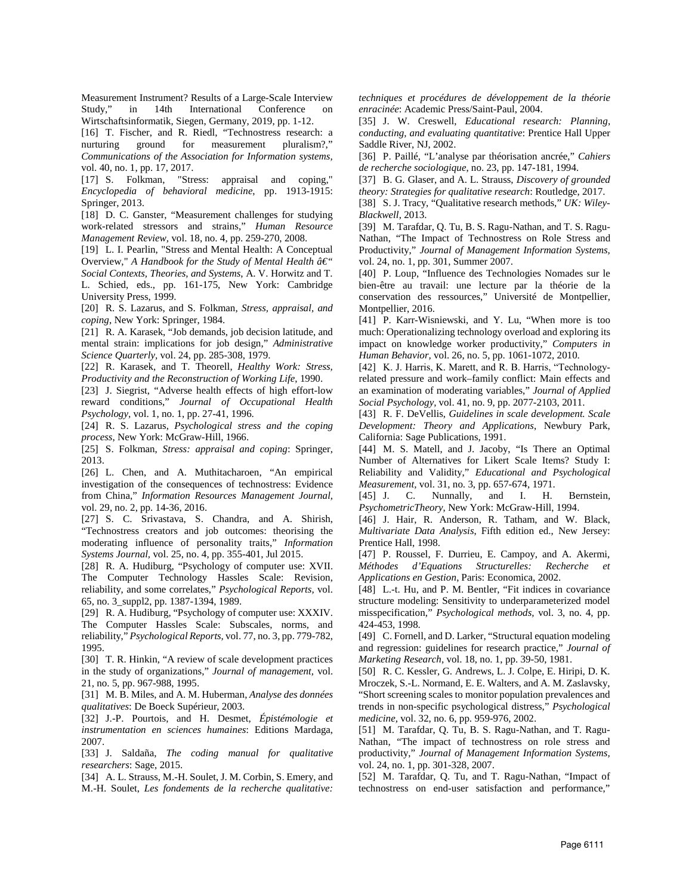Measurement Instrument? Results of a Large-Scale Interview Study," in 14th International Conference on Wirtschaftsinformatik, Siegen, Germany, 2019, pp. 1-12.

[16] T. Fischer, and R. Riedl, "Technostress research: a nurturing ground for measurement pluralism?," *Communications of the Association for Information systems,* vol. 40, no. 1, pp. 17, 2017.

[17] S. Folkman, "Stress: appraisal and coping," *Encyclopedia of behavioral medicine*, pp. 1913-1915: Springer, 2013.

[18] D. C. Ganster, "Measurement challenges for studying work-related stressors and strains," *Human Resource Management Review*, vol. 18, no. 4, pp. 259-270, 2008.

[19] L. I. Pearlin, "Stress and Mental Health: A Conceptual Overview," *A Handbook for the Study of Mental Health â€" Social Contexts, Theories, and Systems*, A. V. Horwitz and T. L. Schied, eds., pp. 161-175, New York: Cambridge University Press, 1999.

[20] R. S. Lazarus, and S. Folkman, *Stress, appraisal, and coping*, New York: Springer, 1984.

[21] R. A. Karasek, "Job demands, job decision latitude, and mental strain: implications for job design," *Administrative Science Quarterly*, vol. 24, pp. 285-308, 1979.

[22] R. Karasek, and T. Theorell, *Healthy Work: Stress, Productivity and the Reconstruction of Working Life*, 1990.

[23] J. Siegrist, "Adverse health effects of high effort-low reward conditions," *Journal of Occupational Health Psychology*, vol. 1, no. 1, pp. 27-41, 1996.

[24] R. S. Lazarus, *Psychological stress and the coping process*, New York: McGraw-Hill, 1966.

[25] S. Folkman, *Stress: appraisal and coping*: Springer, 2013.

[26] L. Chen, and A. Muthitacharoen, "An empirical investigation of the consequences of technostress: Evidence from China," *Information Resources Management Journal*, vol. 29, no. 2, pp. 14-36, 2016.

[27] S. C. Srivastava, S. Chandra, and A. Shirish, "Technostress creators and job outcomes: theorising the moderating influence of personality traits," *Information Systems Journal*, vol. 25, no. 4, pp. 355-401, Jul 2015.

[28] R. A. Hudiburg, "Psychology of computer use: XVII. The Computer Technology Hassles Scale: Revision, reliability, and some correlates," *Psychological Reports*, vol. 65, no. 3_suppl2, pp. 1387-1394, 1989.

[29] R. A. Hudiburg, "Psychology of computer use: XXXIV. The Computer Hassles Scale: Subscales, norms, and reliability," *Psychological Reports*, vol. 77, no. 3, pp. 779-782, 1995.

[30] T. R. Hinkin, "A review of scale development practices in the study of organizations," *Journal of management*, vol. 21, no. 5, pp. 967-988, 1995.

[31] M. B. Miles, and A. M. Huberman, *Analyse des données qualitatives*: De Boeck Supérieur, 2003.

[32] J.-P. Pourtois, and H. Desmet, *Épistémologie et instrumentation en sciences humaines*: Editions Mardaga, 2007.

[33] J. Saldaña, *The coding manual for qualitative researchers*: Sage, 2015.

[34] A. L. Strauss, M.-H. Soulet, J. M. Corbin, S. Emery, and M.-H. Soulet, *Les fondements de la recherche qualitative: techniques et procédures de développement de la théorie enracinée*: Academic Press/Saint-Paul, 2004.

[35] J. W. Creswell, *Educational research: Planning, conducting, and evaluating quantitative*: Prentice Hall Upper Saddle River, NJ, 2002.

[36] P. Paillé, "L'analyse par théorisation ancrée," *Cahiers de recherche sociologique*, no. 23, pp. 147-181, 1994.

[37] B. G. Glaser, and A. L. Strauss, *Discovery of grounded theory: Strategies for qualitative research*: Routledge, 2017.

[38] S. J. Tracy, "Qualitative research methods," *UK: Wiley-Blackwell*, 2013.

[39] M. Tarafdar, Q. Tu, B. S. Ragu-Nathan, and T. S. Ragu-Nathan, "The Impact of Technostress on Role Stress and Productivity," *Journal of Management Information Systems*, vol. 24, no. 1, pp. 301, Summer 2007.

[40] P. Loup, "Influence des Technologies Nomades sur le bien-être au travail: une lecture par la théorie de la conservation des ressources," Université de Montpellier, Montpellier, 2016.

[41] P. Karr-Wisniewski, and Y. Lu, "When more is too much: Operationalizing technology overload and exploring its impact on knowledge worker productivity," *Computers in Human Behavior*, vol. 26, no. 5, pp. 1061-1072, 2010.

[42] K. J. Harris, K. Marett, and R. B. Harris, "Technology-related pressure and work–family conflict: Main effects and an examination of moderating variables," *Journal of Applied Social Psychology*, vol. 41, no. 9, pp. 2077-2103, 2011.

[43] R. F. DeVellis, *Guidelines in scale development. Scale Development: Theory and Applications*, Newbury Park, California: Sage Publications, 1991.

[44] M. S. Matell, and J. Jacoby, "Is There an Optimal Number of Alternatives for Likert Scale Items? Study I: Reliability and Validity," *Educational and Psychological Measurement*, vol. 31, no. 3, pp. 657-674, 1971.

[45] J. C. Nunnally, and I. H. Bernstein, *PsychometricTheory*, New York: McGraw-Hill, 1994.

[46] J. Hair, R. Anderson, R. Tatham, and W. Black, *Multivariate Data Analysis*, Fifth edition ed., New Jersey: Prentice Hall, 1998.

[47] P. Roussel, F. Durrieu, E. Campoy, and A. Akermi, *Méthodes d'Equations Structurelles: Recherche et Applications en Gestion*, Paris: Economica, 2002.

[48] L.-t. Hu, and P. M. Bentler, "Fit indices in covariance structure modeling: Sensitivity to underparameterized model misspecification," *Psychological methods*, vol. 3, no. 4, pp. 424-453, 1998.

[49] C. Fornell, and D. Larker, "Structural equation modeling and regression: guidelines for research practice," *Journal of Marketing Research*, vol. 18, no. 1, pp. 39-50, 1981.

[50] R. C. Kessler, G. Andrews, L. J. Colpe, E. Hiripi, D. K. Mroczek, S.-L. Normand, E. E. Walters, and A. M. Zaslavsky, "Short screening scales to monitor population prevalences and trends in non-specific psychological distress," *Psychological medicine*, vol. 32, no. 6, pp. 959-976, 2002.

[51] M. Tarafdar, Q. Tu, B. S. Ragu-Nathan, and T. Ragu-Nathan, "The impact of technostress on role stress and productivity," *Journal of Management Information Systems*, vol. 24, no. 1, pp. 301-328, 2007.

[52] M. Tarafdar, Q. Tu, and T. Ragu-Nathan, "Impact of technostress on end-user satisfaction and performance,"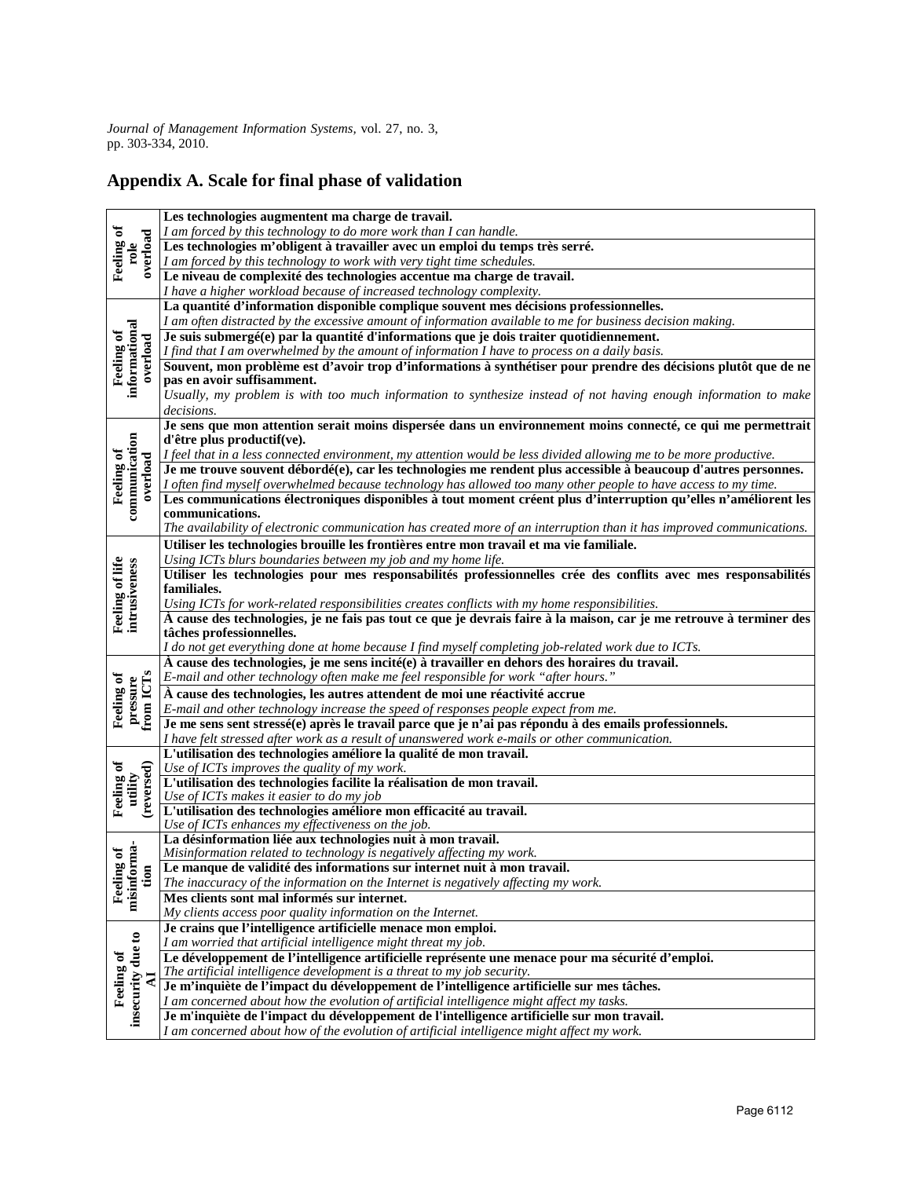*Journal of Management Information Systems*, vol. 27, no. 3, pp. 303-334, 2010.

## Appendix A. Scale for final phase of validation

| | |
|---|---|
| **Feeling of role overload** | **Les technologies augmentent ma charge de travail.**<br>*I am forced by this technology to do more work than I can handle.* |
| | **Les technologies m'obligent à travailler avec un emploi du temps très serré.**<br>*I am forced by this technology to work with very tight time schedules.* |
| | **Le niveau de complexité des technologies accentue ma charge de travail.**<br>*I have a higher workload because of increased technology complexity.* |
| **Feeling of informational overload** | **La quantité d'information disponible complique souvent mes décisions professionnelles.**<br>*I am often distracted by the excessive amount of information available to me for business decision making.* |
| | **Je suis submergé(e) par la quantité d'informations que je dois traiter quotidiennement.**<br>*I find that I am overwhelmed by the amount of information I have to process on a daily basis.* |
| | **Souvent, mon problème est d'avoir trop d'informations à synthétiser pour prendre des décisions plutôt que de ne pas en avoir suffisamment.**<br>*Usually, my problem is with too much information to synthesize instead of not having enough information to make decisions.* |
| **Feeling of communication overload** | **Je sens que mon attention serait moins dispersée dans un environnement moins connecté, ce qui me permettrait d'être plus productif(ve).**<br>*I feel that in a less connected environment, my attention would be less divided allowing me to be more productive.* |
| | **Je me trouve souvent débordé(e), car les technologies me rendent plus accessible à beaucoup d'autres personnes.**<br>*I often find myself overwhelmed because technology has allowed too many other people to have access to my time.* |
| | **Les communications électroniques disponibles à tout moment créent plus d'interruption qu'elles n'améliorent les communications.**<br>*The availability of electronic communication has created more of an interruption than it has improved communications.* |
| **Feeling of life intrusiveness** | **Utiliser les technologies brouille les frontières entre mon travail et ma vie familiale.**<br>*Using ICTs blurs boundaries between my job and my home life.* |
| | **Utiliser les technologies pour mes responsabilités professionnelles crée des conflits avec mes responsabilités familiales.**<br>*Using ICTs for work-related responsibilities creates conflicts with my home responsibilities.* |
| | **À cause des technologies, je ne fais pas tout ce que je devrais faire à la maison, car je me retrouve à terminer des tâches professionnelles.**<br>*I do not get everything done at home because I find myself completing job-related work due to ICTs.* |
| **Feeling of pressure from ICTs** | **À cause des technologies, je me sens incité(e) à travailler en dehors des horaires du travail.**<br>*E-mail and other technology often make me feel responsible for work "after hours."* |
| | **À cause des technologies, les autres attendent de moi une réactivité accrue**<br>*E-mail and other technology increase the speed of responses people expect from me.* |
| | **Je me sens sent stressé(e) après le travail parce que je n'ai pas répondu à des emails professionnels.**<br>*I have felt stressed after work as a result of unanswered work e-mails or other communication.* |
| **Feeling of utility (reversed)** | **L'utilisation des technologies améliore la qualité de mon travail.**<br>*Use of ICTs improves the quality of my work.* |
| | **L'utilisation des technologies facilite la réalisation de mon travail.**<br>*Use of ICTs makes it easier to do my job* |
| | **L'utilisation des technologies améliore mon efficacité au travail.**<br>*Use of ICTs enhances my effectiveness on the job.* |
| **Feeling of misinformation** | **La désinformation liée aux technologies nuit à mon travail.**<br>*Misinformation related to technology is negatively affecting my work.* |
| | **Le manque de validité des informations sur internet nuit à mon travail.**<br>*The inaccuracy of the information on the Internet is negatively affecting my work.* |
| | **Mes clients sont mal informés sur internet.**<br>*My clients access poor quality information on the Internet.* |
| **Feeling of insecurity due to AI** | **Je crains que l'intelligence artificielle menace mon emploi.**<br>*I am worried that artificial intelligence might threat my job.* |
| | **Le développement de l'intelligence artificielle représente une menace pour ma sécurité d'emploi.**<br>*The artificial intelligence development is a threat to my job security.* |
| | **Je m'inquiète de l'impact du développement de l'intelligence artificielle sur mes tâches.**<br>*I am concerned about how the evolution of artificial intelligence might affect my tasks.* |
| | **Je m'inquiète de l'impact du développement de l'intelligence artificielle sur mon travail.**<br>*I am concerned about how of the evolution of artificial intelligence might affect my work.* |